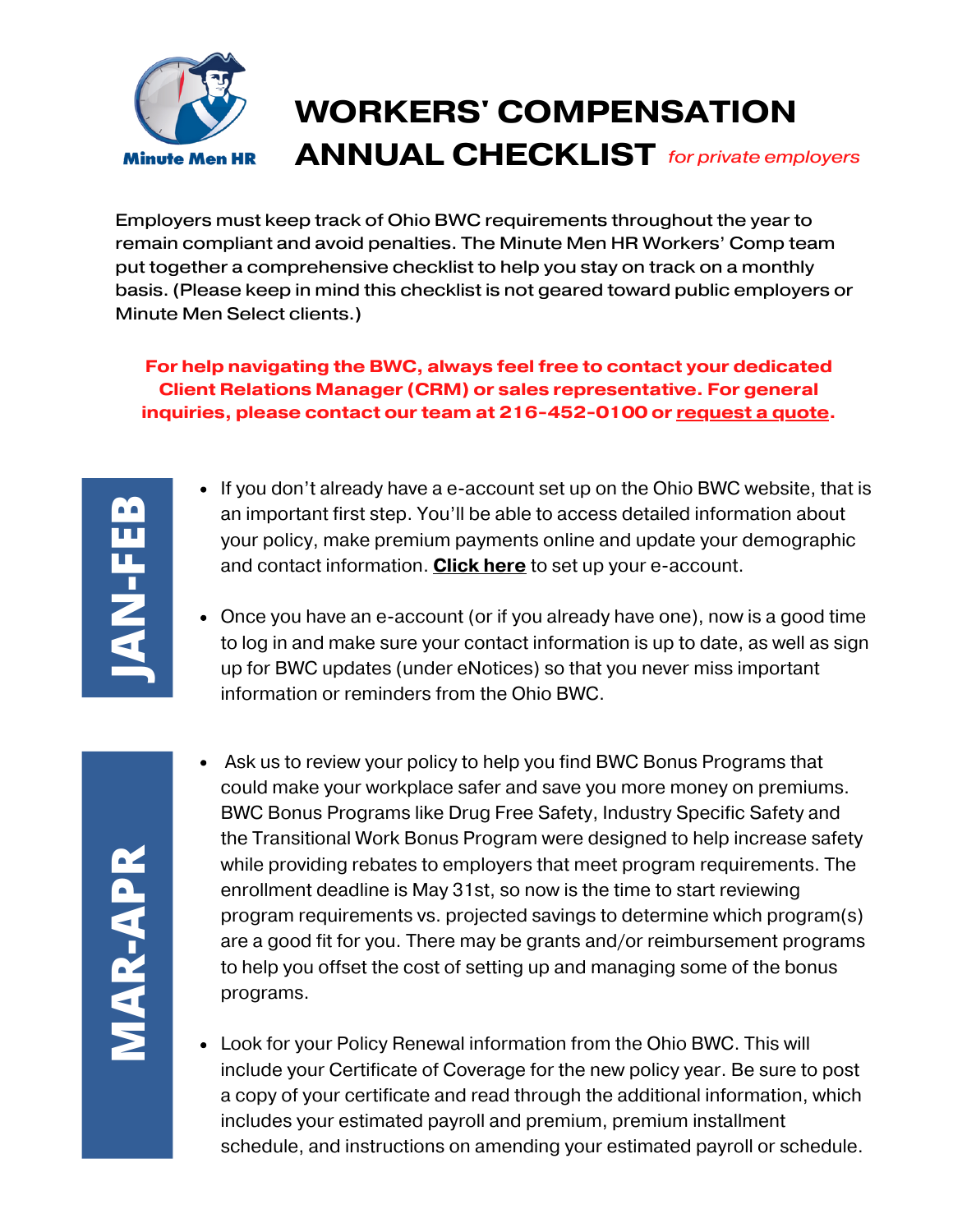Minute Men HR

# WORKERS' COMPENSATION ANNUAL CHECKLIST *for private employers*

Employers must keep track of Ohio BWC requirements throughout the year to remain compliant and avoid penalties. The Minute Men HR Workers' Comp team put together a comprehensive checklist to help you stay on track on a monthly basis. (Please keep in mind this checklist is not geared toward public employers or Minute Men Select clients.)

**For help navigating the BWC, always feel free to contact your dedicated Client Relations Manager (CRM) or sales representative. For general inquiries, please contact our team at 216-452-0100 or request a quote.**

## JAN-FEB

- If you don't already have a e-account set up on the Ohio BWC website, that is an important first step. You'll be able to access detailed information about your policy, make premium payments online and update your demographic and contact information. **Click here** to set up your e-account.
- Once you have an e-account (or if you already have one), now is a good time to log in and make sure your contact information is up to date, as well as sign up for BWC updates (under eNotices) so that you never miss important information or reminders from the Ohio BWC.

## MAR-APR

- Ask us to review your policy to help you find BWC Bonus Programs that could make your workplace safer and save you more money on premiums. BWC Bonus Programs like Drug Free Safety, Industry Specific Safety and the Transitional Work Bonus Program were designed to help increase safety while providing rebates to employers that meet program requirements. The enrollment deadline is May 31st, so now is the time to start reviewing program requirements vs. projected savings to determine which program(s) are a good fit for you. There may be grants and/or reimbursement programs to help you offset the cost of setting up and managing some of the bonus programs.
- Look for your Policy Renewal information from the Ohio BWC. This will include your Certificate of Coverage for the new policy year. Be sure to post a copy of your certificate and read through the additional information, which includes your estimated payroll and premium, premium installment schedule, and instructions on amending your estimated payroll or schedule.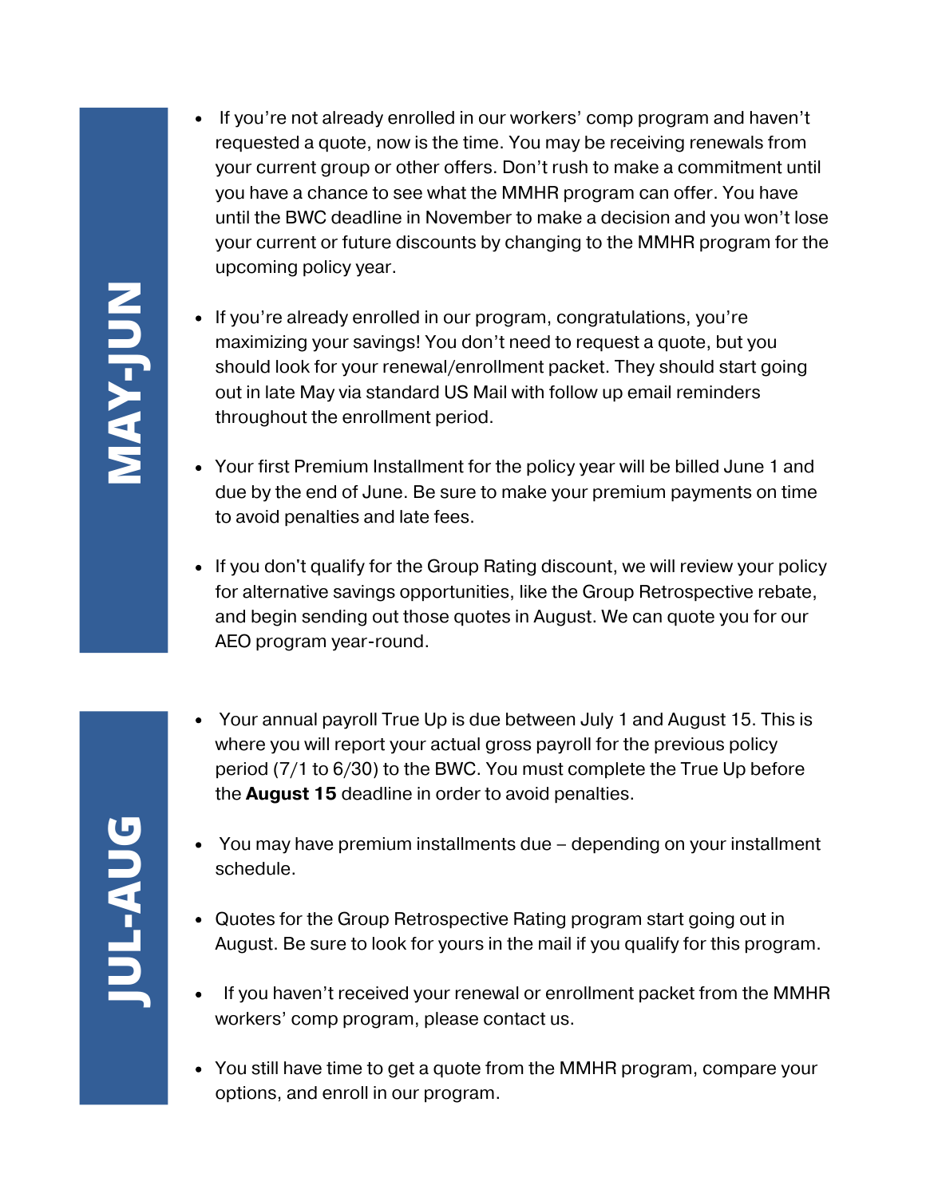## MAY-JUN

- If you're not already enrolled in our workers' comp program and haven't requested a quote, now is the time. You may be receiving renewals from your current group or other offers. Don't rush to make a commitment until you have a chance to see what the MMHR program can offer. You have until the BWC deadline in November to make a decision and you won't lose your current or future discounts by changing to the MMHR program for the upcoming policy year.

- If you're already enrolled in our program, congratulations, you're maximizing your savings! You don't need to request a quote, but you should look for your renewal/enrollment packet. They should start going out in late May via standard US Mail with follow up email reminders throughout the enrollment period.

- Your first Premium Installment for the policy year will be billed June 1 and due by the end of June. Be sure to make your premium payments on time to avoid penalties and late fees.

- If you don't qualify for the Group Rating discount, we will review your policy for alternative savings opportunities, like the Group Retrospective rebate, and begin sending out those quotes in August. We can quote you for our AEO program year-round.

## JUL-AUG

- Your annual payroll True Up is due between July 1 and August 15. This is where you will report your actual gross payroll for the previous policy period (7/1 to 6/30) to the BWC. You must complete the True Up before the **August 15** deadline in order to avoid penalties.

- You may have premium installments due – depending on your installment schedule.

- Quotes for the Group Retrospective Rating program start going out in August. Be sure to look for yours in the mail if you qualify for this program.

- If you haven't received your renewal or enrollment packet from the MMHR workers' comp program, please contact us.

- You still have time to get a quote from the MMHR program, compare your options, and enroll in our program.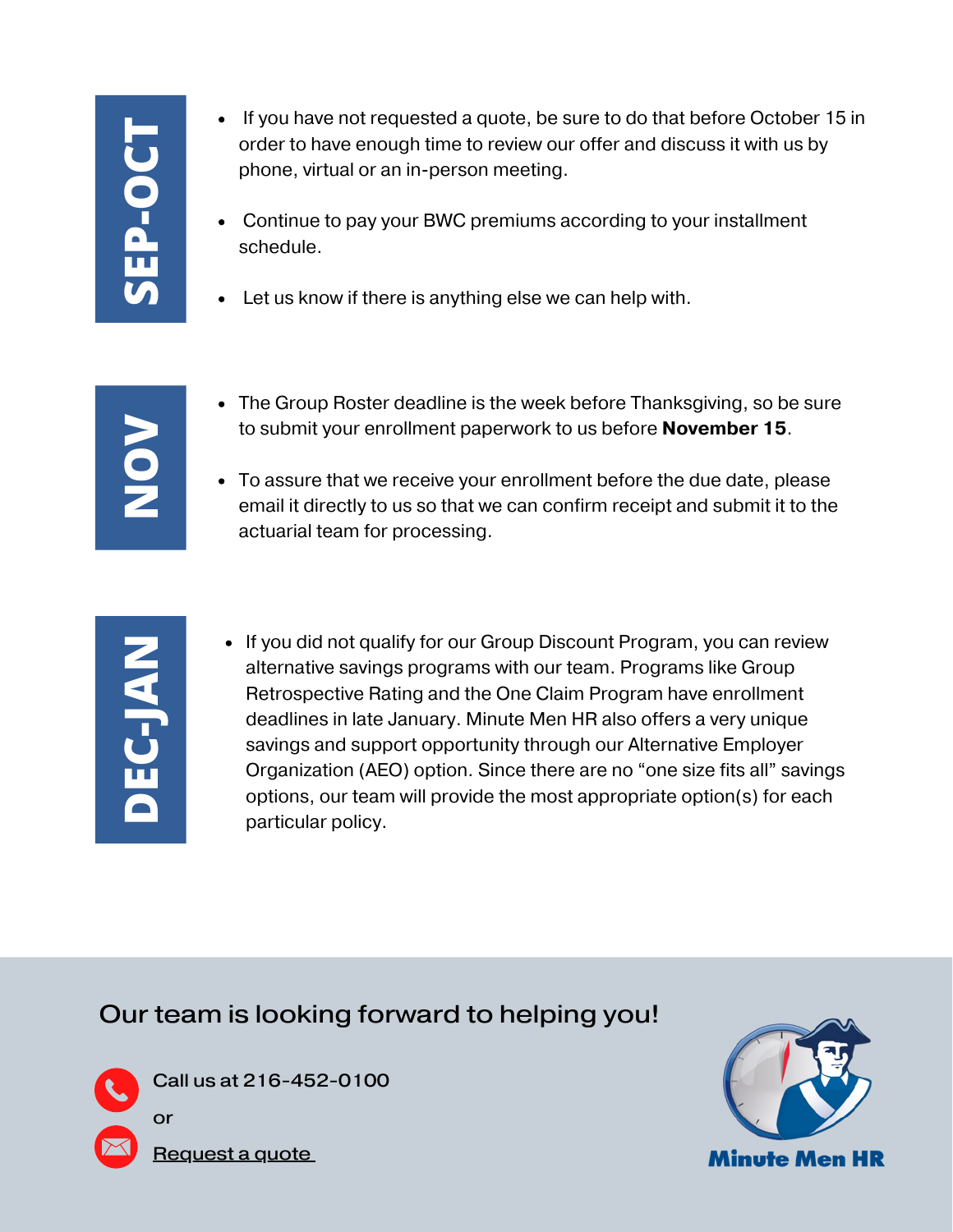## SEP-OCT

- If you have not requested a quote, be sure to do that before October 15 in order to have enough time to review our offer and discuss it with us by phone, virtual or an in-person meeting.
- Continue to pay your BWC premiums according to your installment schedule.
- Let us know if there is anything else we can help with.

## NOV

- The Group Roster deadline is the week before Thanksgiving, so be sure to submit your enrollment paperwork to us before **November 15**.
- To assure that we receive your enrollment before the due date, please email it directly to us so that we can confirm receipt and submit it to the actuarial team for processing.

## DEC-JAN

- If you did not qualify for our Group Discount Program, you can review alternative savings programs with our team. Programs like Group Retrospective Rating and the One Claim Program have enrollment deadlines in late January. Minute Men HR also offers a very unique savings and support opportunity through our Alternative Employer Organization (AEO) option. Since there are no "one size fits all" savings options, our team will provide the most appropriate option(s) for each particular policy.

Our team is looking forward to helping you!

Call us at 216-452-0100

or

Request a quote

Minute Men HR